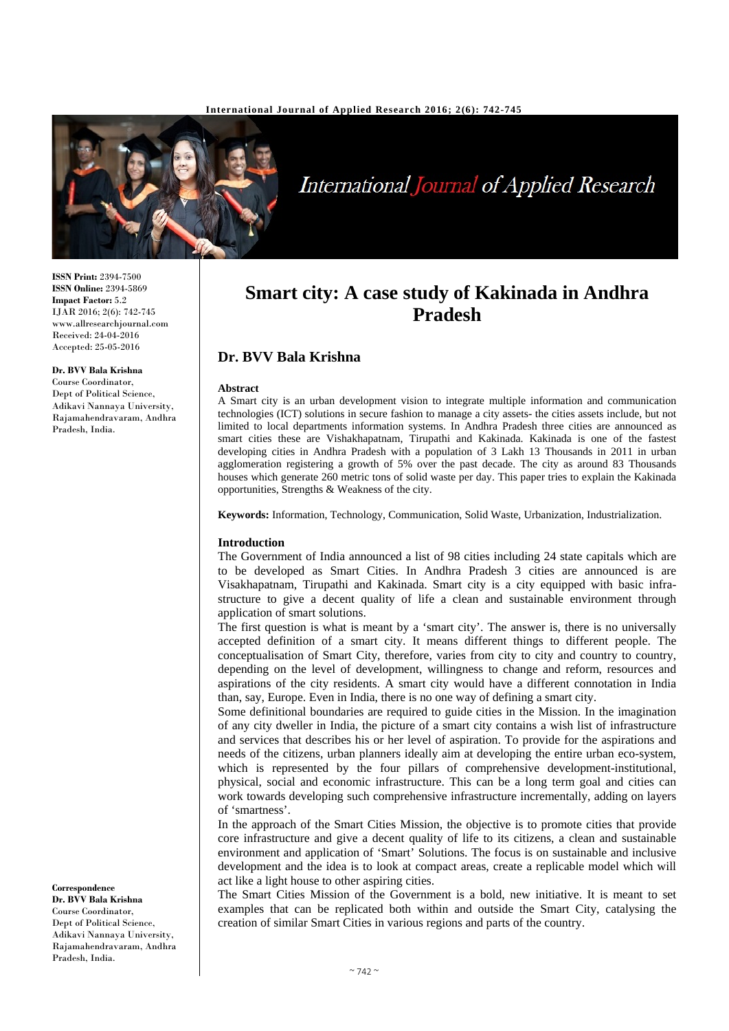# Smart city: A case study of Kakinada in Andhra Pradesh

**ISSN Print:** 2394-7500
**ISSN Online:** 2394-5869
**Impact Factor:** 5.2
IJAR 2016; 2(6): 742-745
www.allresearchjournal.com
Received: 24-04-2016
Accepted: 25-05-2016

**Dr. BVV Bala Krishna**
Course Coordinator,
Dept of Political Science,
Adikavi Nannaya University,
Rajamahendravaram, Andhra Pradesh, India.

**Correspondence**
**Dr. BVV Bala Krishna**
Course Coordinator,
Dept of Political Science,
Adikavi Nannaya University,
Rajamahendravaram, Andhra Pradesh, India.

## Dr. BVV Bala Krishna

### Abstract

A Smart city is an urban development vision to integrate multiple information and communication technologies (ICT) solutions in secure fashion to manage a city assets- the cities assets include, but not limited to local departments information systems. In Andhra Pradesh three cities are announced as smart cities these are Vishakhapatnam, Tirupathi and Kakinada. Kakinada is one of the fastest developing cities in Andhra Pradesh with a population of 3 Lakh 13 Thousands in 2011 in urban agglomeration registering a growth of 5% over the past decade. The city as around 83 Thousands houses which generate 260 metric tons of solid waste per day. This paper tries to explain the Kakinada opportunities, Strengths & Weakness of the city.

**Keywords:** Information, Technology, Communication, Solid Waste, Urbanization, Industrialization.

### Introduction

The Government of India announced a list of 98 cities including 24 state capitals which are to be developed as Smart Cities. In Andhra Pradesh 3 cities are announced is are Visakhapatnam, Tirupathi and Kakinada. Smart city is a city equipped with basic infra-structure to give a decent quality of life a clean and sustainable environment through application of smart solutions.

The first question is what is meant by a 'smart city'. The answer is, there is no universally accepted definition of a smart city. It means different things to different people. The conceptualisation of Smart City, therefore, varies from city to city and country to country, depending on the level of development, willingness to change and reform, resources and aspirations of the city residents. A smart city would have a different connotation in India than, say, Europe. Even in India, there is no one way of defining a smart city.

Some definitional boundaries are required to guide cities in the Mission. In the imagination of any city dweller in India, the picture of a smart city contains a wish list of infrastructure and services that describes his or her level of aspiration. To provide for the aspirations and needs of the citizens, urban planners ideally aim at developing the entire urban eco-system, which is represented by the four pillars of comprehensive development-institutional, physical, social and economic infrastructure. This can be a long term goal and cities can work towards developing such comprehensive infrastructure incrementally, adding on layers of 'smartness'.

In the approach of the Smart Cities Mission, the objective is to promote cities that provide core infrastructure and give a decent quality of life to its citizens, a clean and sustainable environment and application of 'Smart' Solutions. The focus is on sustainable and inclusive development and the idea is to look at compact areas, create a replicable model which will act like a light house to other aspiring cities.

The Smart Cities Mission of the Government is a bold, new initiative. It is meant to set examples that can be replicated both within and outside the Smart City, catalysing the creation of similar Smart Cities in various regions and parts of the country.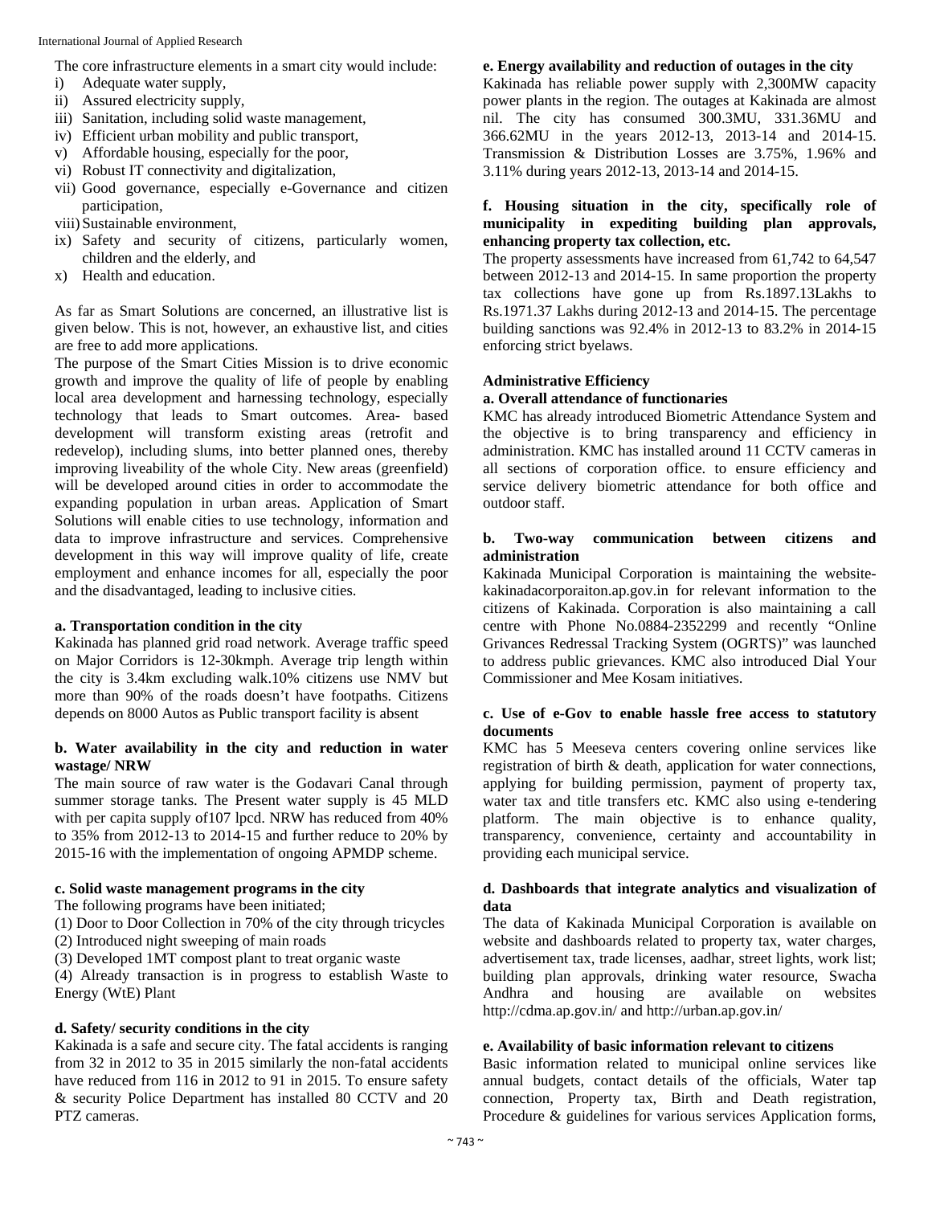The core infrastructure elements in a smart city would include:

i) Adequate water supply,
ii) Assured electricity supply,
iii) Sanitation, including solid waste management,
iv) Efficient urban mobility and public transport,
v) Affordable housing, especially for the poor,
vi) Robust IT connectivity and digitalization,
vii) Good governance, especially e-Governance and citizen participation,
viii) Sustainable environment,
ix) Safety and security of citizens, particularly women, children and the elderly, and
x) Health and education.

As far as Smart Solutions are concerned, an illustrative list is given below. This is not, however, an exhaustive list, and cities are free to add more applications.

The purpose of the Smart Cities Mission is to drive economic growth and improve the quality of life of people by enabling local area development and harnessing technology, especially technology that leads to Smart outcomes. Area- based development will transform existing areas (retrofit and redevelop), including slums, into better planned ones, thereby improving liveability of the whole City. New areas (greenfield) will be developed around cities in order to accommodate the expanding population in urban areas. Application of Smart Solutions will enable cities to use technology, information and data to improve infrastructure and services. Comprehensive development in this way will improve quality of life, create employment and enhance incomes for all, especially the poor and the disadvantaged, leading to inclusive cities.

**a. Transportation condition in the city**

Kakinada has planned grid road network. Average traffic speed on Major Corridors is 12-30kmph. Average trip length within the city is 3.4km excluding walk.10% citizens use NMV but more than 90% of the roads doesn't have footpaths. Citizens depends on 8000 Autos as Public transport facility is absent

**b. Water availability in the city and reduction in water wastage/ NRW**

The main source of raw water is the Godavari Canal through summer storage tanks. The Present water supply is 45 MLD with per capita supply of107 lpcd. NRW has reduced from 40% to 35% from 2012-13 to 2014-15 and further reduce to 20% by 2015-16 with the implementation of ongoing APMDP scheme.

**c. Solid waste management programs in the city**

The following programs have been initiated;

(1) Door to Door Collection in 70% of the city through tricycles
(2) Introduced night sweeping of main roads
(3) Developed 1MT compost plant to treat organic waste
(4) Already transaction is in progress to establish Waste to Energy (WtE) Plant

**d. Safety/ security conditions in the city**

Kakinada is a safe and secure city. The fatal accidents is ranging from 32 in 2012 to 35 in 2015 similarly the non-fatal accidents have reduced from 116 in 2012 to 91 in 2015. To ensure safety & security Police Department has installed 80 CCTV and 20 PTZ cameras.

**e. Energy availability and reduction of outages in the city**

Kakinada has reliable power supply with 2,300MW capacity power plants in the region. The outages at Kakinada are almost nil. The city has consumed 300.3MU, 331.36MU and 366.62MU in the years 2012-13, 2013-14 and 2014-15. Transmission & Distribution Losses are 3.75%, 1.96% and 3.11% during years 2012-13, 2013-14 and 2014-15.

**f. Housing situation in the city, specifically role of municipality in expediting building plan approvals, enhancing property tax collection, etc.**

The property assessments have increased from 61,742 to 64,547 between 2012-13 and 2014-15. In same proportion the property tax collections have gone up from Rs.1897.13Lakhs to Rs.1971.37 Lakhs during 2012-13 and 2014-15. The percentage building sanctions was 92.4% in 2012-13 to 83.2% in 2014-15 enforcing strict byelaws.

**Administrative Efficiency**

**a. Overall attendance of functionaries**

KMC has already introduced Biometric Attendance System and the objective is to bring transparency and efficiency in administration. KMC has installed around 11 CCTV cameras in all sections of corporation office. to ensure efficiency and service delivery biometric attendance for both office and outdoor staff.

**b. Two-way communication between citizens and administration**

Kakinada Municipal Corporation is maintaining the website-kakinadacorporaiton.ap.gov.in for relevant information to the citizens of Kakinada. Corporation is also maintaining a call centre with Phone No.0884-2352299 and recently "Online Grivances Redressal Tracking System (OGRTS)" was launched to address public grievances. KMC also introduced Dial Your Commissioner and Mee Kosam initiatives.

**c. Use of e-Gov to enable hassle free access to statutory documents**

KMC has 5 Meeseva centers covering online services like registration of birth & death, application for water connections, applying for building permission, payment of property tax, water tax and title transfers etc. KMC also using e-tendering platform. The main objective is to enhance quality, transparency, convenience, certainty and accountability in providing each municipal service.

**d. Dashboards that integrate analytics and visualization of data**

The data of Kakinada Municipal Corporation is available on website and dashboards related to property tax, water charges, advertisement tax, trade licenses, aadhar, street lights, work list; building plan approvals, drinking water resource, Swacha Andhra and housing are available on websites http://cdma.ap.gov.in/ and http://urban.ap.gov.in/

**e. Availability of basic information relevant to citizens**

Basic information related to municipal online services like annual budgets, contact details of the officials, Water tap connection, Property tax, Birth and Death registration, Procedure & guidelines for various services Application forms,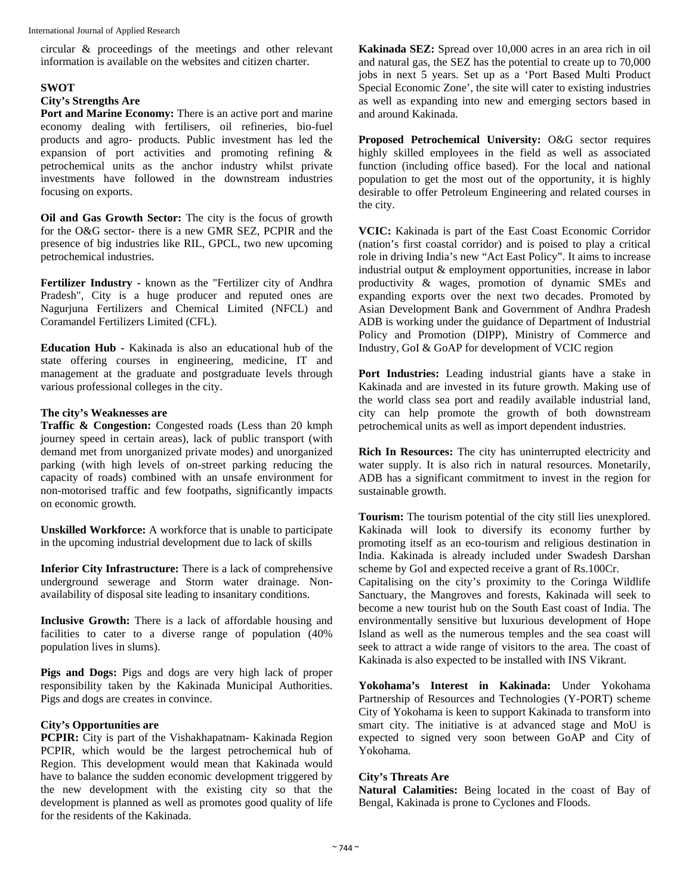circular & proceedings of the meetings and other relevant information is available on the websites and citizen charter.

## SWOT

### City's Strengths Are

**Port and Marine Economy:** There is an active port and marine economy dealing with fertilisers, oil refineries, bio-fuel products and agro- products. Public investment has led the expansion of port activities and promoting refining & petrochemical units as the anchor industry whilst private investments have followed in the downstream industries focusing on exports.

**Oil and Gas Growth Sector:** The city is the focus of growth for the O&G sector- there is a new GMR SEZ, PCPIR and the presence of big industries like RIL, GPCL, two new upcoming petrochemical industries.

**Fertilizer Industry -** known as the "Fertilizer city of Andhra Pradesh", City is a huge producer and reputed ones are Nagurjuna Fertilizers and Chemical Limited (NFCL) and Coramandel Fertilizers Limited (CFL).

**Education Hub -** Kakinada is also an educational hub of the state offering courses in engineering, medicine, IT and management at the graduate and postgraduate levels through various professional colleges in the city.

### The city's Weaknesses are

**Traffic & Congestion:** Congested roads (Less than 20 kmph journey speed in certain areas), lack of public transport (with demand met from unorganized private modes) and unorganized parking (with high levels of on-street parking reducing the capacity of roads) combined with an unsafe environment for non-motorised traffic and few footpaths, significantly impacts on economic growth.

**Unskilled Workforce:** A workforce that is unable to participate in the upcoming industrial development due to lack of skills

**Inferior City Infrastructure:** There is a lack of comprehensive underground sewerage and Storm water drainage. Non-availability of disposal site leading to insanitary conditions.

**Inclusive Growth:** There is a lack of affordable housing and facilities to cater to a diverse range of population (40% population lives in slums).

**Pigs and Dogs:** Pigs and dogs are very high lack of proper responsibility taken by the Kakinada Municipal Authorities. Pigs and dogs are creates in convince.

### City's Opportunities are

**PCPIR:** City is part of the Vishakhapatnam- Kakinada Region PCPIR, which would be the largest petrochemical hub of Region. This development would mean that Kakinada would have to balance the sudden economic development triggered by the new development with the existing city so that the development is planned as well as promotes good quality of life for the residents of the Kakinada.

**Kakinada SEZ:** Spread over 10,000 acres in an area rich in oil and natural gas, the SEZ has the potential to create up to 70,000 jobs in next 5 years. Set up as a 'Port Based Multi Product Special Economic Zone', the site will cater to existing industries as well as expanding into new and emerging sectors based in and around Kakinada.

**Proposed Petrochemical University:** O&G sector requires highly skilled employees in the field as well as associated function (including office based). For the local and national population to get the most out of the opportunity, it is highly desirable to offer Petroleum Engineering and related courses in the city.

**VCIC:** Kakinada is part of the East Coast Economic Corridor (nation's first coastal corridor) and is poised to play a critical role in driving India's new "Act East Policy". It aims to increase industrial output & employment opportunities, increase in labor productivity & wages, promotion of dynamic SMEs and expanding exports over the next two decades. Promoted by Asian Development Bank and Government of Andhra Pradesh ADB is working under the guidance of Department of Industrial Policy and Promotion (DIPP), Ministry of Commerce and Industry, GoI & GoAP for development of VCIC region

**Port Industries:** Leading industrial giants have a stake in Kakinada and are invested in its future growth. Making use of the world class sea port and readily available industrial land, city can help promote the growth of both downstream petrochemical units as well as import dependent industries.

**Rich In Resources:** The city has uninterrupted electricity and water supply. It is also rich in natural resources. Monetarily, ADB has a significant commitment to invest in the region for sustainable growth.

**Tourism:** The tourism potential of the city still lies unexplored. Kakinada will look to diversify its economy further by promoting itself as an eco-tourism and religious destination in India. Kakinada is already included under Swadesh Darshan scheme by GoI and expected receive a grant of Rs.100Cr.

Capitalising on the city's proximity to the Coringa Wildlife Sanctuary, the Mangroves and forests, Kakinada will seek to become a new tourist hub on the South East coast of India. The environmentally sensitive but luxurious development of Hope Island as well as the numerous temples and the sea coast will seek to attract a wide range of visitors to the area. The coast of Kakinada is also expected to be installed with INS Vikrant.

**Yokohama's Interest in Kakinada:** Under Yokohama Partnership of Resources and Technologies (Y-PORT) scheme City of Yokohama is keen to support Kakinada to transform into smart city. The initiative is at advanced stage and MoU is expected to signed very soon between GoAP and City of Yokohama.

### City's Threats Are

**Natural Calamities:** Being located in the coast of Bay of Bengal, Kakinada is prone to Cyclones and Floods.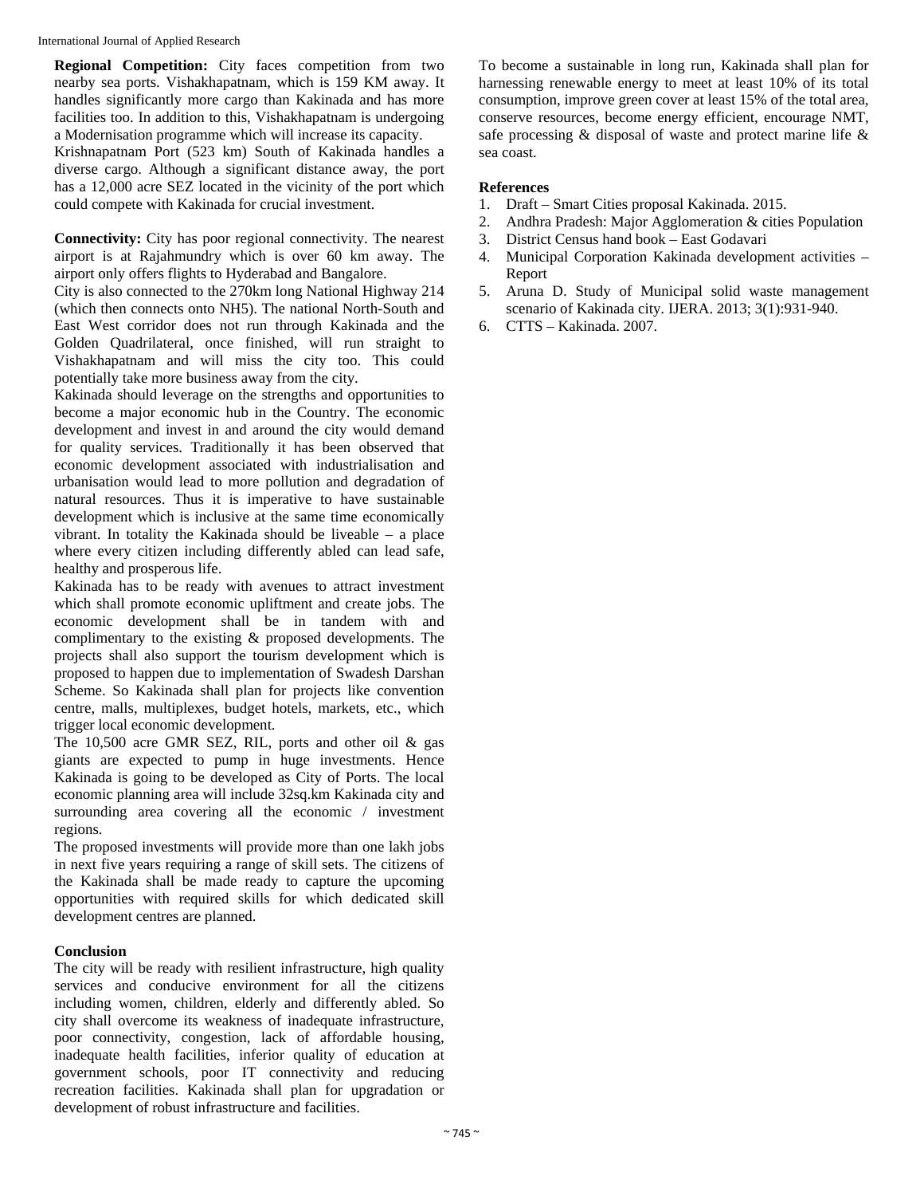**Regional Competition:** City faces competition from two nearby sea ports. Vishakhapatnam, which is 159 KM away. It handles significantly more cargo than Kakinada and has more facilities too. In addition to this, Vishakhapatnam is undergoing a Modernisation programme which will increase its capacity.

Krishnapatnam Port (523 km) South of Kakinada handles a diverse cargo. Although a significant distance away, the port has a 12,000 acre SEZ located in the vicinity of the port which could compete with Kakinada for crucial investment.

**Connectivity:** City has poor regional connectivity. The nearest airport is at Rajahmundry which is over 60 km away. The airport only offers flights to Hyderabad and Bangalore.

City is also connected to the 270km long National Highway 214 (which then connects onto NH5). The national North-South and East West corridor does not run through Kakinada and the Golden Quadrilateral, once finished, will run straight to Vishakhapatnam and will miss the city too. This could potentially take more business away from the city.

Kakinada should leverage on the strengths and opportunities to become a major economic hub in the Country. The economic development and invest in and around the city would demand for quality services. Traditionally it has been observed that economic development associated with industrialisation and urbanisation would lead to more pollution and degradation of natural resources. Thus it is imperative to have sustainable development which is inclusive at the same time economically vibrant. In totality the Kakinada should be liveable – a place where every citizen including differently abled can lead safe, healthy and prosperous life.

Kakinada has to be ready with avenues to attract investment which shall promote economic upliftment and create jobs. The economic development shall be in tandem with and complimentary to the existing & proposed developments. The projects shall also support the tourism development which is proposed to happen due to implementation of Swadesh Darshan Scheme. So Kakinada shall plan for projects like convention centre, malls, multiplexes, budget hotels, markets, etc., which trigger local economic development.

The 10,500 acre GMR SEZ, RIL, ports and other oil & gas giants are expected to pump in huge investments. Hence Kakinada is going to be developed as City of Ports. The local economic planning area will include 32sq.km Kakinada city and surrounding area covering all the economic / investment regions.

The proposed investments will provide more than one lakh jobs in next five years requiring a range of skill sets. The citizens of the Kakinada shall be made ready to capture the upcoming opportunities with required skills for which dedicated skill development centres are planned.

## Conclusion

The city will be ready with resilient infrastructure, high quality services and conducive environment for all the citizens including women, children, elderly and differently abled. So city shall overcome its weakness of inadequate infrastructure, poor connectivity, congestion, lack of affordable housing, inadequate health facilities, inferior quality of education at government schools, poor IT connectivity and reducing recreation facilities. Kakinada shall plan for upgradation or development of robust infrastructure and facilities.

To become a sustainable in long run, Kakinada shall plan for harnessing renewable energy to meet at least 10% of its total consumption, improve green cover at least 15% of the total area, conserve resources, become energy efficient, encourage NMT, safe processing & disposal of waste and protect marine life & sea coast.

## References

1. Draft – Smart Cities proposal Kakinada. 2015.
2. Andhra Pradesh: Major Agglomeration & cities Population
3. District Census hand book – East Godavari
4. Municipal Corporation Kakinada development activities – Report
5. Aruna D. Study of Municipal solid waste management scenario of Kakinada city. IJERA. 2013; 3(1):931-940.
6. CTTS – Kakinada. 2007.